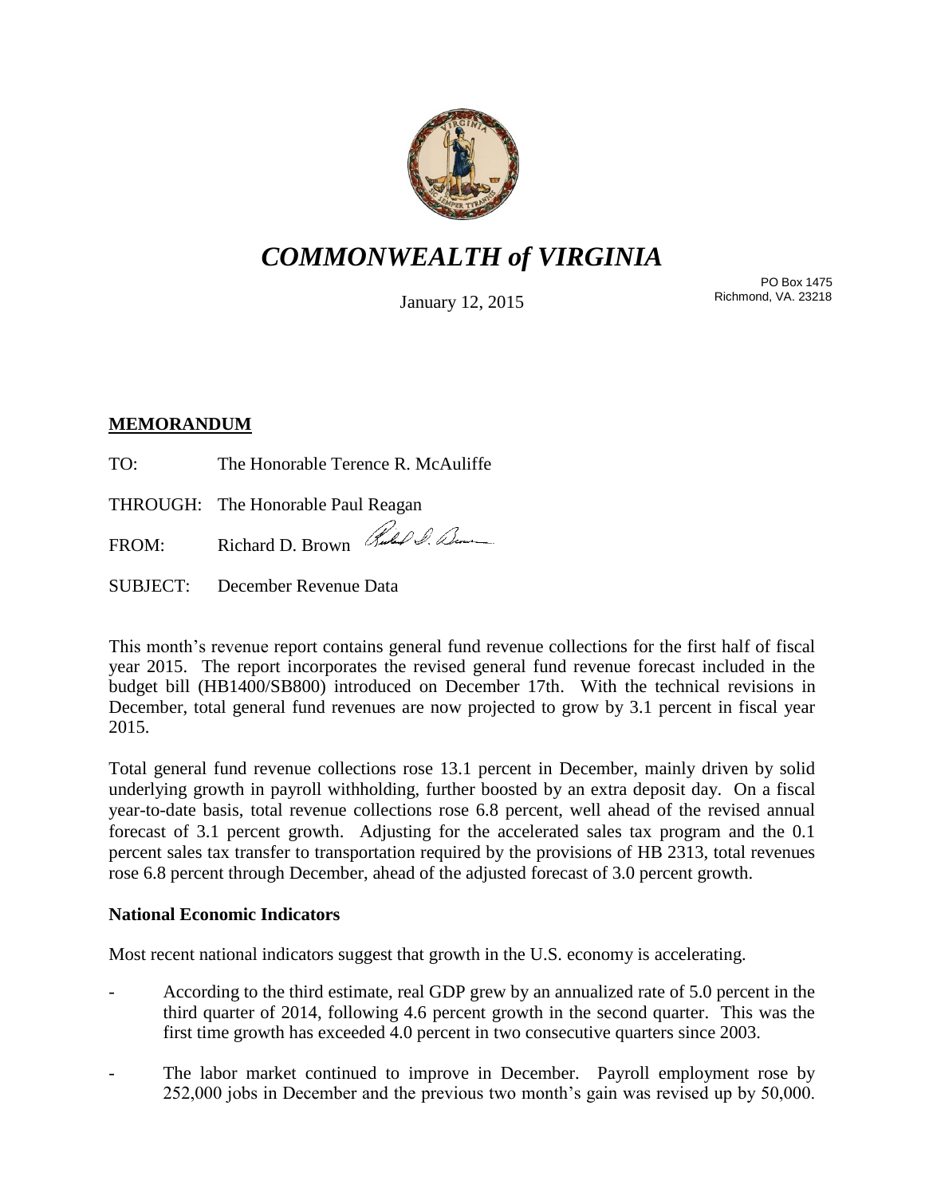# *COMMONWEALTH of VIRGINIA*

January 12, 2015

PO Box 1475
Richmond, VA. 23218

**MEMORANDUM**

TO: The Honorable Terence R. McAuliffe

THROUGH: The Honorable Paul Reagan

FROM: Richard D. Brown

SUBJECT: December Revenue Data

This month's revenue report contains general fund revenue collections for the first half of fiscal year 2015. The report incorporates the revised general fund revenue forecast included in the budget bill (HB1400/SB800) introduced on December 17th. With the technical revisions in December, total general fund revenues are now projected to grow by 3.1 percent in fiscal year 2015.

Total general fund revenue collections rose 13.1 percent in December, mainly driven by solid underlying growth in payroll withholding, further boosted by an extra deposit day. On a fiscal year-to-date basis, total revenue collections rose 6.8 percent, well ahead of the revised annual forecast of 3.1 percent growth. Adjusting for the accelerated sales tax program and the 0.1 percent sales tax transfer to transportation required by the provisions of HB 2313, total revenues rose 6.8 percent through December, ahead of the adjusted forecast of 3.0 percent growth.

**National Economic Indicators**

Most recent national indicators suggest that growth in the U.S. economy is accelerating.

- According to the third estimate, real GDP grew by an annualized rate of 5.0 percent in the third quarter of 2014, following 4.6 percent growth in the second quarter. This was the first time growth has exceeded 4.0 percent in two consecutive quarters since 2003.

- The labor market continued to improve in December. Payroll employment rose by 252,000 jobs in December and the previous two month's gain was revised up by 50,000.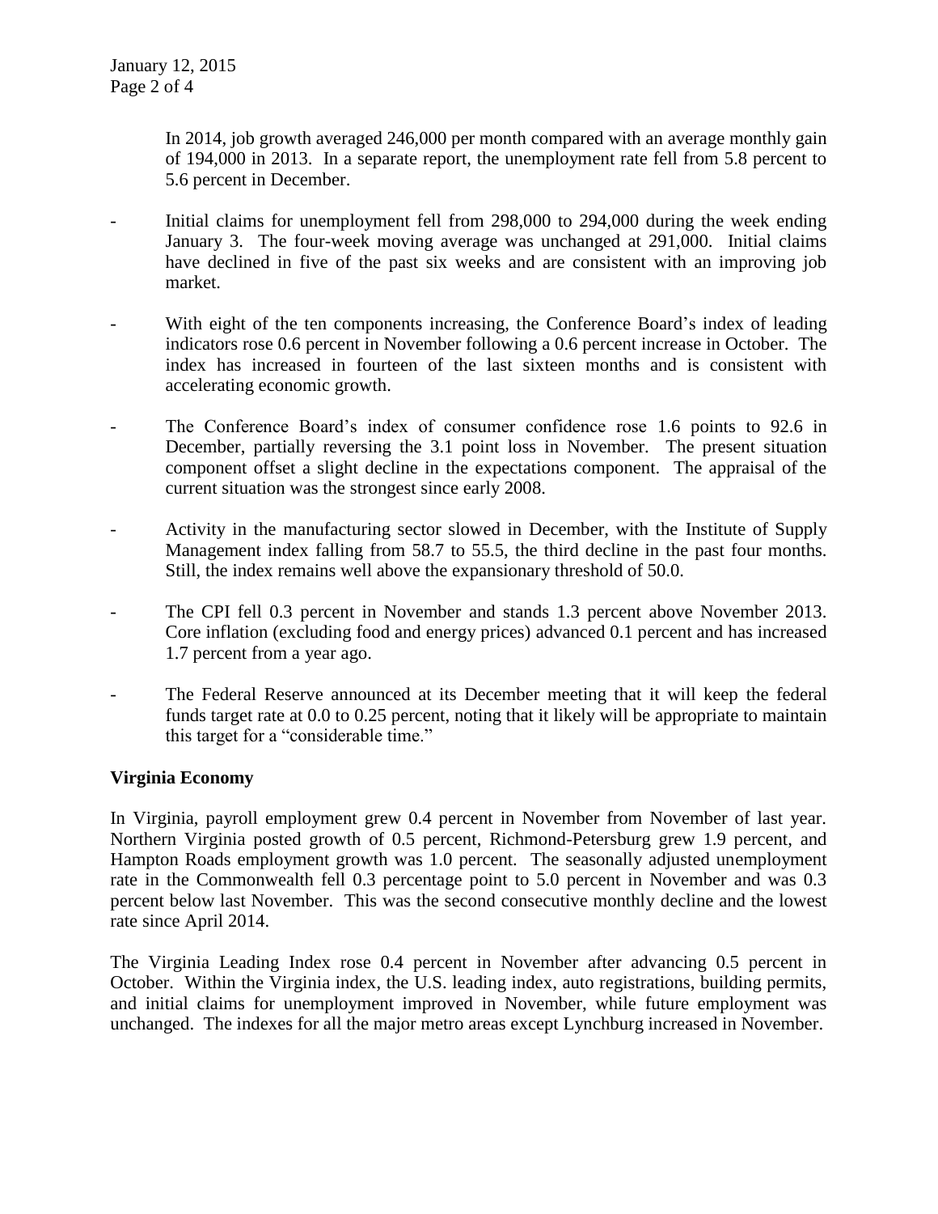In 2014, job growth averaged 246,000 per month compared with an average monthly gain of 194,000 in 2013. In a separate report, the unemployment rate fell from 5.8 percent to 5.6 percent in December.

- Initial claims for unemployment fell from 298,000 to 294,000 during the week ending January 3. The four-week moving average was unchanged at 291,000. Initial claims have declined in five of the past six weeks and are consistent with an improving job market.

- With eight of the ten components increasing, the Conference Board's index of leading indicators rose 0.6 percent in November following a 0.6 percent increase in October. The index has increased in fourteen of the last sixteen months and is consistent with accelerating economic growth.

- The Conference Board's index of consumer confidence rose 1.6 points to 92.6 in December, partially reversing the 3.1 point loss in November. The present situation component offset a slight decline in the expectations component. The appraisal of the current situation was the strongest since early 2008.

- Activity in the manufacturing sector slowed in December, with the Institute of Supply Management index falling from 58.7 to 55.5, the third decline in the past four months. Still, the index remains well above the expansionary threshold of 50.0.

- The CPI fell 0.3 percent in November and stands 1.3 percent above November 2013. Core inflation (excluding food and energy prices) advanced 0.1 percent and has increased 1.7 percent from a year ago.

- The Federal Reserve announced at its December meeting that it will keep the federal funds target rate at 0.0 to 0.25 percent, noting that it likely will be appropriate to maintain this target for a "considerable time."

**Virginia Economy**

In Virginia, payroll employment grew 0.4 percent in November from November of last year. Northern Virginia posted growth of 0.5 percent, Richmond-Petersburg grew 1.9 percent, and Hampton Roads employment growth was 1.0 percent. The seasonally adjusted unemployment rate in the Commonwealth fell 0.3 percentage point to 5.0 percent in November and was 0.3 percent below last November. This was the second consecutive monthly decline and the lowest rate since April 2014.

The Virginia Leading Index rose 0.4 percent in November after advancing 0.5 percent in October. Within the Virginia index, the U.S. leading index, auto registrations, building permits, and initial claims for unemployment improved in November, while future employment was unchanged. The indexes for all the major metro areas except Lynchburg increased in November.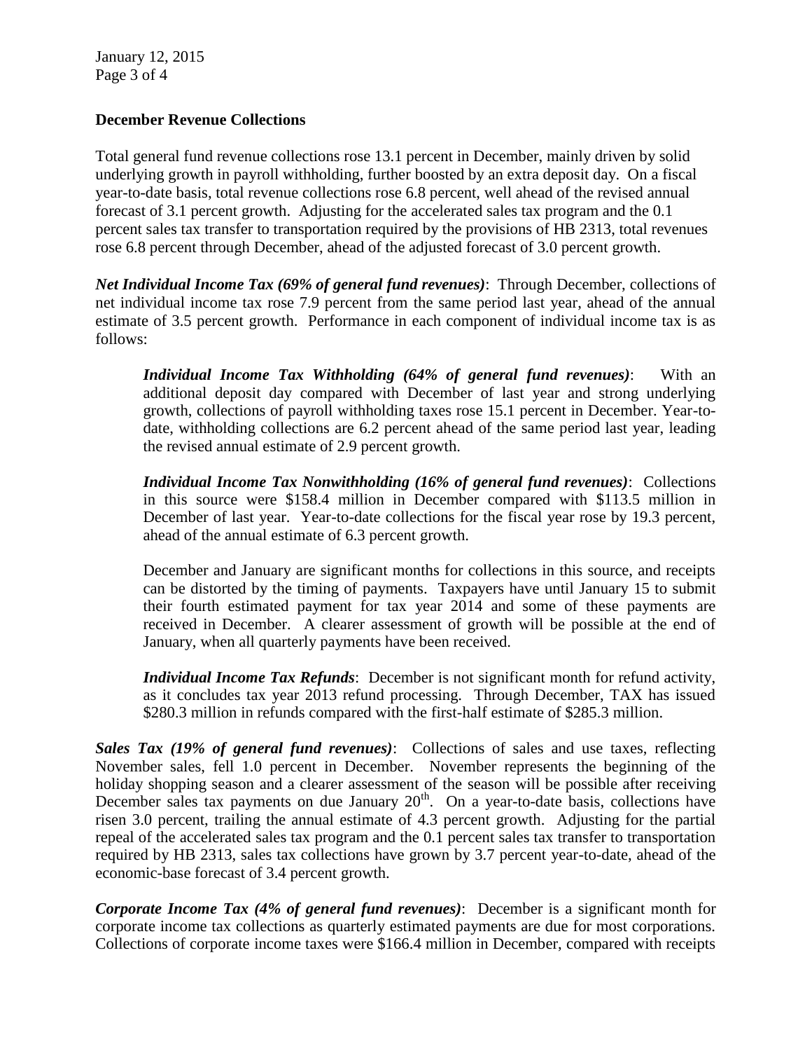## December Revenue Collections

Total general fund revenue collections rose 13.1 percent in December, mainly driven by solid underlying growth in payroll withholding, further boosted by an extra deposit day. On a fiscal year-to-date basis, total revenue collections rose 6.8 percent, well ahead of the revised annual forecast of 3.1 percent growth. Adjusting for the accelerated sales tax program and the 0.1 percent sales tax transfer to transportation required by the provisions of HB 2313, total revenues rose 6.8 percent through December, ahead of the adjusted forecast of 3.0 percent growth.

***Net Individual Income Tax (69% of general fund revenues)***: Through December, collections of net individual income tax rose 7.9 percent from the same period last year, ahead of the annual estimate of 3.5 percent growth. Performance in each component of individual income tax is as follows:

> ***Individual Income Tax Withholding (64% of general fund revenues)***: With an additional deposit day compared with December of last year and strong underlying growth, collections of payroll withholding taxes rose 15.1 percent in December. Year-to-date, withholding collections are 6.2 percent ahead of the same period last year, leading the revised annual estimate of 2.9 percent growth.
>
> ***Individual Income Tax Nonwithholding (16% of general fund revenues)***: Collections in this source were $158.4 million in December compared with $113.5 million in December of last year. Year-to-date collections for the fiscal year rose by 19.3 percent, ahead of the annual estimate of 6.3 percent growth.
>
> December and January are significant months for collections in this source, and receipts can be distorted by the timing of payments. Taxpayers have until January 15 to submit their fourth estimated payment for tax year 2014 and some of these payments are received in December. A clearer assessment of growth will be possible at the end of January, when all quarterly payments have been received.
>
> ***Individual Income Tax Refunds***: December is not significant month for refund activity, as it concludes tax year 2013 refund processing. Through December, TAX has issued $280.3 million in refunds compared with the first-half estimate of $285.3 million.

***Sales Tax (19% of general fund revenues)***: Collections of sales and use taxes, reflecting November sales, fell 1.0 percent in December. November represents the beginning of the holiday shopping season and a clearer assessment of the season will be possible after receiving December sales tax payments on due January 20th. On a year-to-date basis, collections have risen 3.0 percent, trailing the annual estimate of 4.3 percent growth. Adjusting for the partial repeal of the accelerated sales tax program and the 0.1 percent sales tax transfer to transportation required by HB 2313, sales tax collections have grown by 3.7 percent year-to-date, ahead of the economic-base forecast of 3.4 percent growth.

***Corporate Income Tax (4% of general fund revenues)***: December is a significant month for corporate income tax collections as quarterly estimated payments are due for most corporations. Collections of corporate income taxes were $166.4 million in December, compared with receipts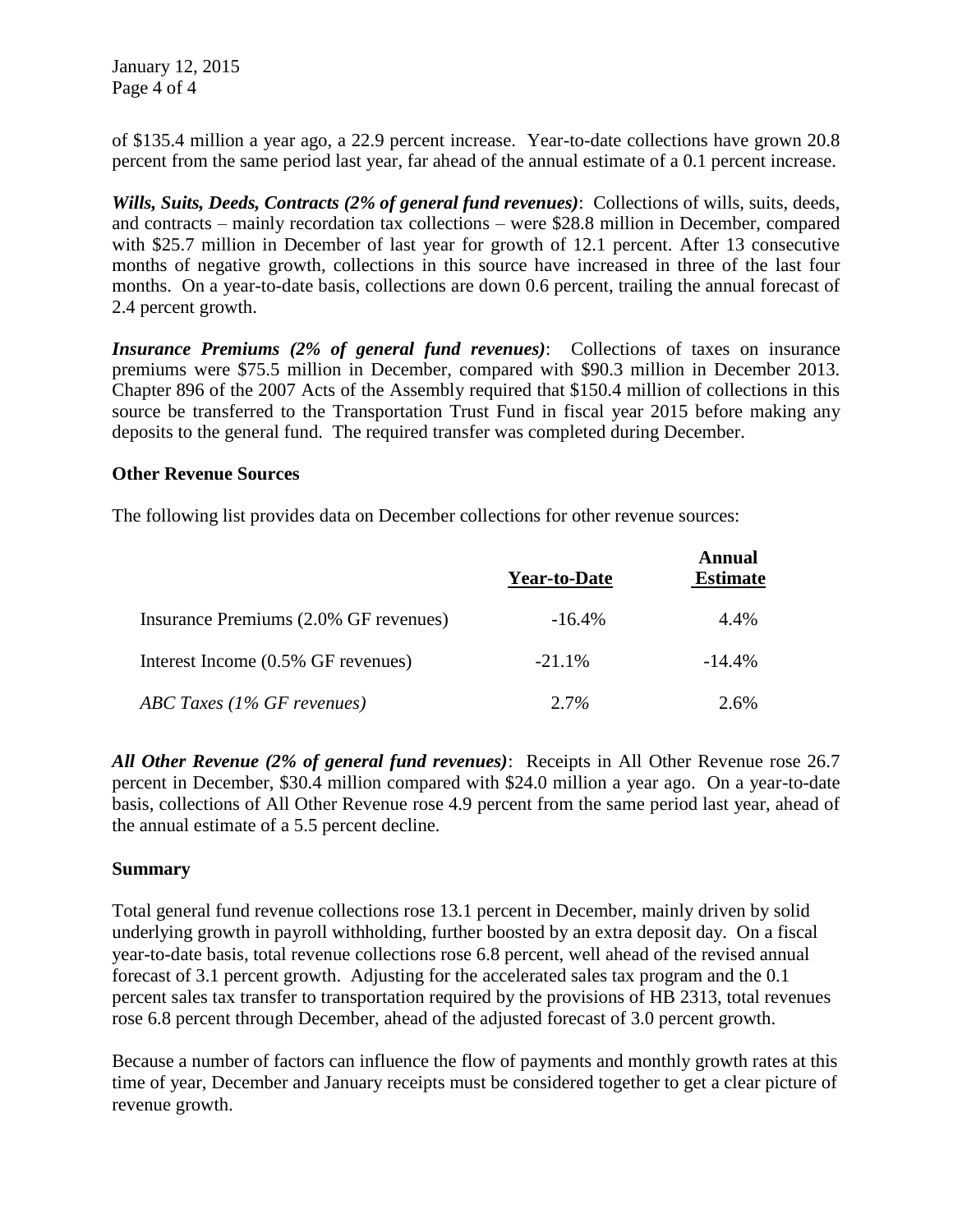of $135.4 million a year ago, a 22.9 percent increase. Year-to-date collections have grown 20.8 percent from the same period last year, far ahead of the annual estimate of a 0.1 percent increase.

***Wills, Suits, Deeds, Contracts (2% of general fund revenues)***: Collections of wills, suits, deeds, and contracts – mainly recordation tax collections – were $28.8 million in December, compared with $25.7 million in December of last year for growth of 12.1 percent. After 13 consecutive months of negative growth, collections in this source have increased in three of the last four months. On a year-to-date basis, collections are down 0.6 percent, trailing the annual forecast of 2.4 percent growth.

***Insurance Premiums (2% of general fund revenues)***: Collections of taxes on insurance premiums were $75.5 million in December, compared with $90.3 million in December 2013. Chapter 896 of the 2007 Acts of the Assembly required that $150.4 million of collections in this source be transferred to the Transportation Trust Fund in fiscal year 2015 before making any deposits to the general fund. The required transfer was completed during December.

**Other Revenue Sources**

The following list provides data on December collections for other revenue sources:

| | Year-to-Date | Annual Estimate |
|---|---|---|
| Insurance Premiums (2.0% GF revenues) | -16.4% | 4.4% |
| Interest Income (0.5% GF revenues) | -21.1% | -14.4% |
| *ABC Taxes (1% GF revenues)* | *2.7%* | 2.6% |

***All Other Revenue (2% of general fund revenues)***: Receipts in All Other Revenue rose 26.7 percent in December, $30.4 million compared with $24.0 million a year ago. On a year-to-date basis, collections of All Other Revenue rose 4.9 percent from the same period last year, ahead of the annual estimate of a 5.5 percent decline.

**Summary**

Total general fund revenue collections rose 13.1 percent in December, mainly driven by solid underlying growth in payroll withholding, further boosted by an extra deposit day. On a fiscal year-to-date basis, total revenue collections rose 6.8 percent, well ahead of the revised annual forecast of 3.1 percent growth. Adjusting for the accelerated sales tax program and the 0.1 percent sales tax transfer to transportation required by the provisions of HB 2313, total revenues rose 6.8 percent through December, ahead of the adjusted forecast of 3.0 percent growth.

Because a number of factors can influence the flow of payments and monthly growth rates at this time of year, December and January receipts must be considered together to get a clear picture of revenue growth.